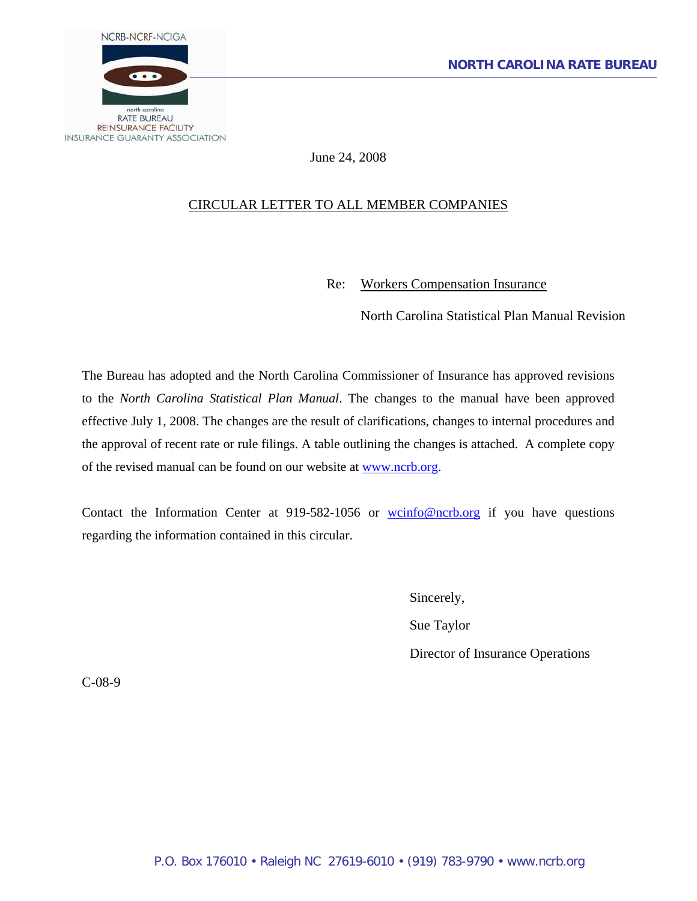NCRB-NCRF-NCIGA

north carolina
RATE BUREAU
REINSURANCE FACILITY
INSURANCE GUARANTY ASSOCIATION

**NORTH CAROLINA RATE BUREAU**

June 24, 2008

CIRCULAR LETTER TO ALL MEMBER COMPANIES

Re: Workers Compensation Insurance

North Carolina Statistical Plan Manual Revision

The Bureau has adopted and the North Carolina Commissioner of Insurance has approved revisions to the *North Carolina Statistical Plan Manual*. The changes to the manual have been approved effective July 1, 2008. The changes are the result of clarifications, changes to internal procedures and the approval of recent rate or rule filings. A table outlining the changes is attached. A complete copy of the revised manual can be found on our website at www.ncrb.org.

Contact the Information Center at 919-582-1056 or wcinfo@ncrb.org if you have questions regarding the information contained in this circular.

Sincerely,

Sue Taylor

Director of Insurance Operations

C-08-9

P.O. Box 176010 • Raleigh NC 27619-6010 • (919) 783-9790 • www.ncrb.org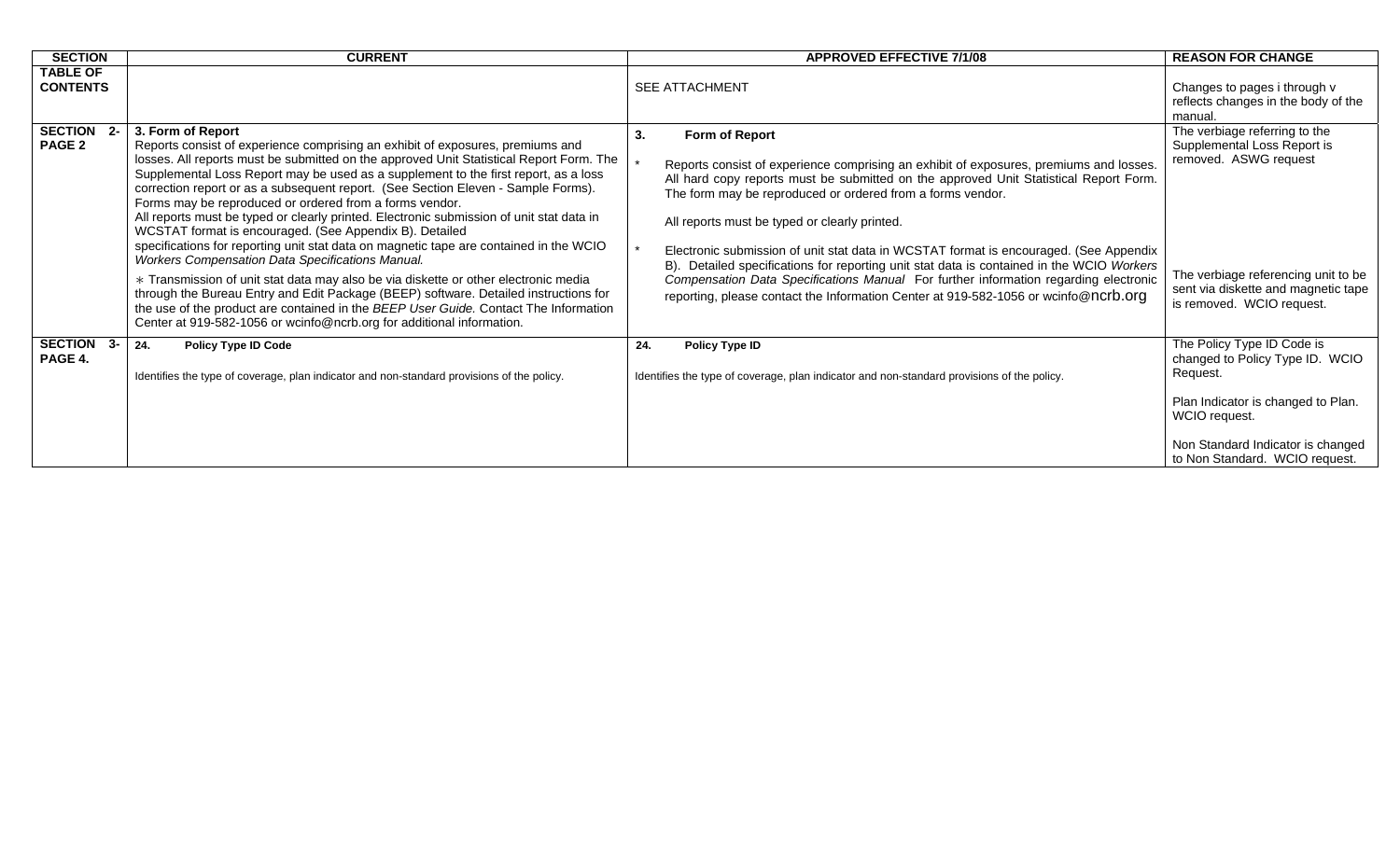| SECTION | CURRENT | APPROVED EFFECTIVE 7/1/08 | REASON FOR CHANGE |
|---|---|---|---|
| **TABLE OF CONTENTS** | | SEE ATTACHMENT | Changes to pages i through v reflects changes in the body of the manual. |
| **SECTION 2- PAGE 2** | **3. Form of Report**<br>Reports consist of experience comprising an exhibit of exposures, premiums and losses. All reports must be submitted on the approved Unit Statistical Report Form. The Supplemental Loss Report may be used as a supplement to the first report, as a loss correction report or as a subsequent report. (See Section Eleven - Sample Forms). Forms may be reproduced or ordered from a forms vendor.<br>All reports must be typed or clearly printed. Electronic submission of unit stat data in WCSTAT format is encouraged. (See Appendix B). Detailed specifications for reporting unit stat data on magnetic tape are contained in the WCIO *Workers Compensation Data Specifications Manual.*<br>∗ Transmission of unit stat data may also be via diskette or other electronic media through the Bureau Entry and Edit Package (BEEP) software. Detailed instructions for the use of the product are contained in the *BEEP User Guide.* Contact The Information Center at 919-582-1056 or wcinfo@ncrb.org for additional information. | **3. Form of Report**<br>* Reports consist of experience comprising an exhibit of exposures, premiums and losses. All hard copy reports must be submitted on the approved Unit Statistical Report Form. The form may be reproduced or ordered from a forms vendor.<br>All reports must be typed or clearly printed.<br>* Electronic submission of unit stat data in WCSTAT format is encouraged. (See Appendix B). Detailed specifications for reporting unit stat data is contained in the WCIO *Workers Compensation Data Specifications Manual* For further information regarding electronic reporting, please contact the Information Center at 919-582-1056 or wcinfo@ncrb.org | The verbiage referring to the Supplemental Loss Report is removed. ASWG request<br><br>The verbiage referencing unit to be sent via diskette and magnetic tape is removed. WCIO request. |
| **SECTION 3- PAGE 4.** | **24. Policy Type ID Code**<br>Identifies the type of coverage, plan indicator and non-standard provisions of the policy. | **24. Policy Type ID**<br>Identifies the type of coverage, plan indicator and non-standard provisions of the policy. | The Policy Type ID Code is changed to Policy Type ID. WCIO Request.<br><br>Plan Indicator is changed to Plan. WCIO request.<br><br>Non Standard Indicator is changed to Non Standard. WCIO request. |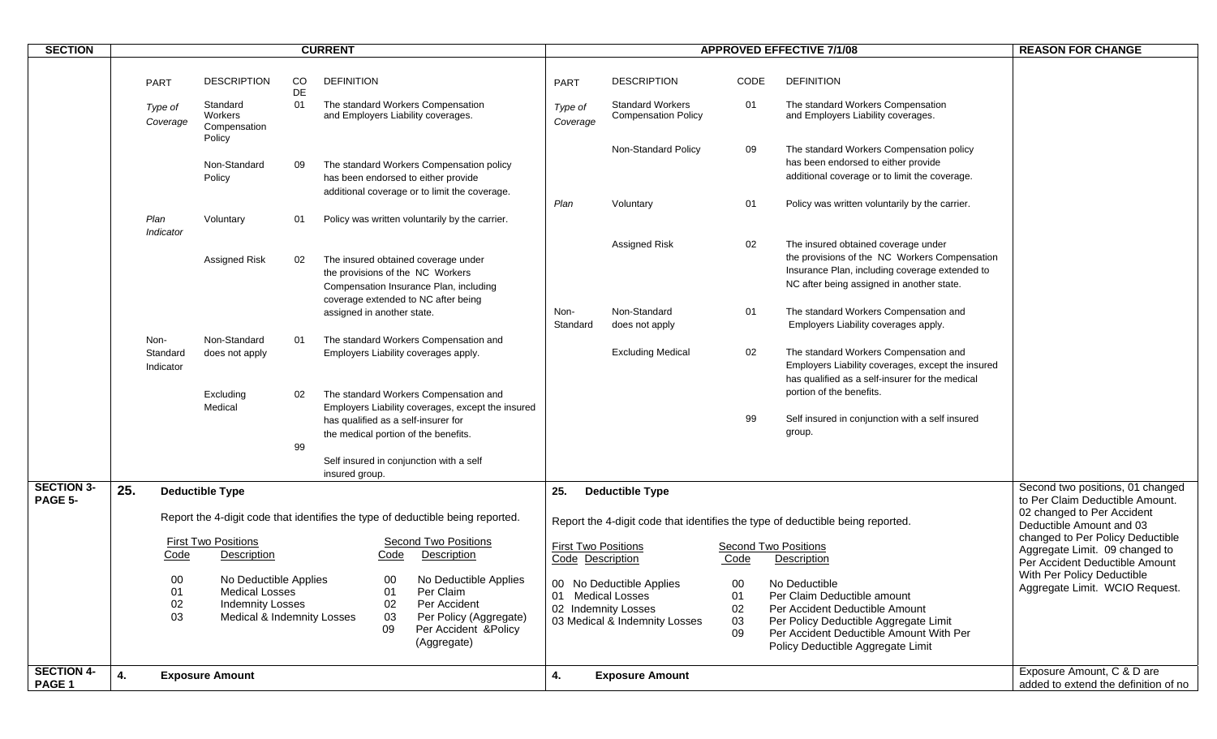| SECTION | CURRENT | APPROVED EFFECTIVE 7/1/08 | REASON FOR CHANGE |
|---|---|---|---|
| | PART / DESCRIPTION / CODE / DEFINITION<br><br>*Type of Coverage* — Standard Workers Compensation Policy — 01 — The standard Workers Compensation and Employers Liability coverages.<br><br>Non-Standard Policy — 09 — The standard Workers Compensation policy has been endorsed to either provide additional coverage or to limit the coverage.<br><br>*Plan Indicator* — Voluntary — 01 — Policy was written voluntarily by the carrier.<br><br>Assigned Risk — 02 — The insured obtained coverage under the provisions of the NC Workers Compensation Insurance Plan, including coverage extended to NC after being assigned in another state.<br><br>Non-Standard Indicator — Non-Standard does not apply — 01 — The standard Workers Compensation and Employers Liability coverages apply.<br><br>Excluding Medical — 02 — The standard Workers Compensation and Employers Liability coverages, except the insured has qualified as a self-insurer for the medical portion of the benefits.<br><br>99 — Self insured in conjunction with a self insured group. | PART / DESCRIPTION / CODE / DEFINITION<br><br>*Type of Coverage* — Standard Workers Compensation Policy — 01 — The standard Workers Compensation and Employers Liability coverages.<br><br>Non-Standard Policy — 09 — The standard Workers Compensation policy has been endorsed to either provide additional coverage or to limit the coverage.<br><br>*Plan* — Voluntary — 01 — Policy was written voluntarily by the carrier.<br><br>Assigned Risk — 02 — The insured obtained coverage under the provisions of the NC Workers Compensation Insurance Plan, including coverage extended to NC after being assigned in another state.<br><br>Non-Standard — Non-Standard does not apply — 01 — The standard Workers Compensation and Employers Liability coverages apply.<br><br>Excluding Medical — 02 — The standard Workers Compensation and Employers Liability coverages, except the insured has qualified as a self-insurer for the medical portion of the benefits.<br><br>99 — Self insured in conjunction with a self insured group. | |
| **SECTION 3- PAGE 5-** | **25. Deductible Type**<br><br>Report the 4-digit code that identifies the type of deductible being reported.<br><br>First Two Positions (Code / Description):<br>00 No Deductible Applies<br>01 Medical Losses<br>02 Indemnity Losses<br>03 Medical & Indemnity Losses<br><br>Second Two Positions (Code / Description):<br>00 No Deductible Applies<br>01 Per Claim<br>02 Per Accident<br>03 Per Policy (Aggregate)<br>09 Per Accident &Policy (Aggregate) | **25. Deductible Type**<br><br>Report the 4-digit code that identifies the type of deductible being reported.<br><br>First Two Positions (Code / Description):<br>00 No Deductible Applies<br>01 Medical Losses<br>02 Indemnity Losses<br>03 Medical & Indemnity Losses<br><br>Second Two Positions (Code / Description):<br>00 No Deductible<br>01 Per Claim Deductible amount<br>02 Per Accident Deductible Amount<br>03 Per Policy Deductible Aggregate Limit<br>09 Per Accident Deductible Amount With Per Policy Deductible Aggregate Limit | Second two positions, 01 changed to Per Claim Deductible Amount. 02 changed to Per Accident Deductible Amount and 03 changed to Per Policy Deductible Aggregate Limit. 09 changed to Per Accident Deductible Amount With Per Policy Deductible Aggregate Limit. WCIO Request. |
| **SECTION 4- PAGE 1** | **4. Exposure Amount** | **4. Exposure Amount** | Exposure Amount, C & D are added to extend the definition of no |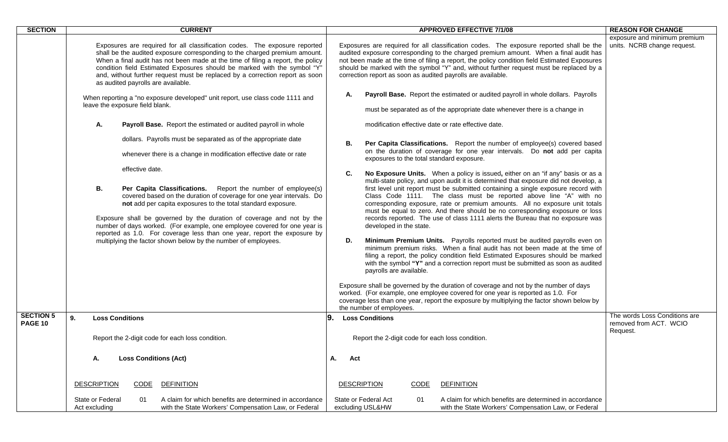| SECTION | CURRENT | APPROVED EFFECTIVE 7/1/08 | REASON FOR CHANGE |
|---|---|---|---|
| | Exposures are required for all classification codes. The exposure reported shall be the audited exposure corresponding to the charged premium amount. When a final audit has not been made at the time of filing a report, the policy condition field Estimated Exposures should be marked with the symbol "Y" and, without further request must be replaced by a correction report as soon as audited payrolls are available.<br><br>When reporting a "no exposure developed" unit report, use class code 1111 and leave the exposure field blank.<br><br>**A. Payroll Base.** Report the estimated or audited payroll in whole dollars. Payrolls must be separated as of the appropriate date whenever there is a change in modification effective date or rate effective date.<br><br>**B. Per Capita Classifications.** Report the number of employee(s) covered based on the duration of coverage for one year intervals. Do **not** add per capita exposures to the total standard exposure.<br><br>Exposure shall be governed by the duration of coverage and not by the number of days worked. (For example, one employee covered for one year is reported as 1.0. For coverage less than one year, report the exposure by multiplying the factor shown below by the number of employees. | Exposures are required for all classification codes. The exposure reported shall be the audited exposure corresponding to the charged premium amount. When a final audit has not been made at the time of filing a report, the policy condition field Estimated Exposures should be marked with the symbol "Y" and, without further request must be replaced by a correction report as soon as audited payrolls are available.<br><br>**A. Payroll Base.** Report the estimated or audited payroll in whole dollars. Payrolls must be separated as of the appropriate date whenever there is a change in modification effective date or rate effective date.<br><br>**B. Per Capita Classifications.** Report the number of employee(s) covered based on the duration of coverage for one year intervals. Do **not** add per capita exposures to the total standard exposure.<br><br>**C. No Exposure Units.** When a policy is issued**,** either on an "if any" basis or as a multi-state policy, and upon audit it is determined that exposure did not develop, a first level unit report must be submitted containing a single exposure record with Class Code 1111. The class must be reported above line "A" with no corresponding exposure, rate or premium amounts. All no exposure unit totals must be equal to zero. And there should be no corresponding exposure or loss records reported. The use of class 1111 alerts the Bureau that no exposure was developed in the state.<br><br>**D. Minimum Premium Units.** Payrolls reported must be audited payrolls even on minimum premium risks. When a final audit has not been made at the time of filing a report, the policy condition field Estimated Exposures should be marked with the symbol **"Y"** and a correction report must be submitted as soon as audited payrolls are available.<br><br>Exposure shall be governed by the duration of coverage and not by the number of days worked. (For example, one employee covered for one year is reported as 1.0. For coverage less than one year, report the exposure by multiplying the factor shown below by the number of employees. | exposure and minimum premium units. NCRB change request. |
| **SECTION 5 PAGE 10** | **9. Loss Conditions**<br><br>Report the 2-digit code for each loss condition.<br><br>**A. Loss Conditions (Act)**<br><br>DESCRIPTION — CODE — DEFINITION<br><br>State or Federal Act excluding — 01 — A claim for which benefits are determined in accordance with the State Workers' Compensation Law, or Federal | **9. Loss Conditions**<br><br>Report the 2-digit code for each loss condition.<br><br>**A. Act**<br><br>DESCRIPTION — CODE — DEFINITION<br><br>State or Federal Act excluding USL&HW — 01 — A claim for which benefits are determined in accordance with the State Workers' Compensation Law, or Federal | The words Loss Conditions are removed from ACT. WCIO Request. |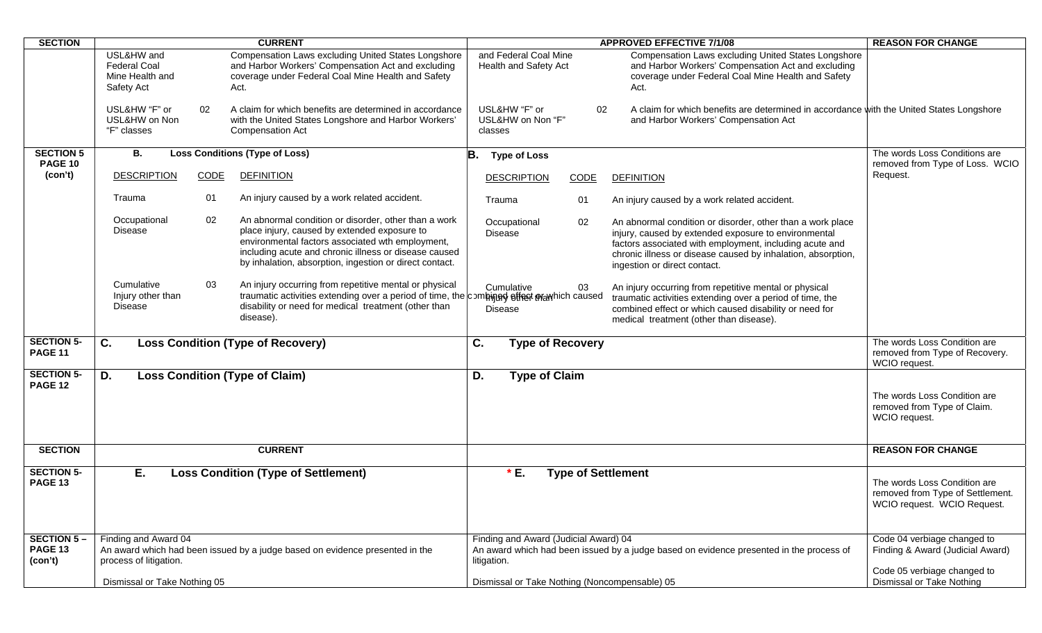| SECTION | CURRENT | | | APPROVED EFFECTIVE 7/1/08 | | | REASON FOR CHANGE |
|---|---|---|---|---|---|---|---|
| | USL&HW and Federal Coal Mine Health and Safety Act | | Compensation Laws excluding United States Longshore and Harbor Workers' Compensation Act and excluding coverage under Federal Coal Mine Health and Safety Act. | and Federal Coal Mine Health and Safety Act | | Compensation Laws excluding United States Longshore and Harbor Workers' Compensation Act and excluding coverage under Federal Coal Mine Health and Safety Act. | |
| | USL&HW "F" or USL&HW on Non "F" classes | 02 | A claim for which benefits are determined in accordance with the United States Longshore and Harbor Workers' Compensation Act | USL&HW "F" or USL&HW on Non "F" classes | 02 | A claim for which benefits are determined in accordance with the United States Longshore and Harbor Workers' Compensation Act | |
| **SECTION 5 PAGE 10 (con't)** | **B. Loss Conditions (Type of Loss)** | | | **B. Type of Loss** | | | The words Loss Conditions are removed from Type of Loss. WCIO Request. |
| | DESCRIPTION | CODE | DEFINITION | DESCRIPTION | CODE | DEFINITION | |
| | Trauma | 01 | An injury caused by a work related accident. | Trauma | 01 | An injury caused by a work related accident. | |
| | Occupational Disease | 02 | An abnormal condition or disorder, other than a work place injury, caused by extended exposure to environmental factors associated wth employment, including acute and chronic illness or disease caused by inhalation, absorption, ingestion or direct contact. | Occupational Disease | 02 | An abnormal condition or disorder, other than a work place injury, caused by extended exposure to environmental factors associated with employment, including acute and chronic illness or disease caused by inhalation, absorption, ingestion or direct contact. | |
| | Cumulative Injury other than Disease | 03 | An injury occurring from repetitive mental or physical traumatic activities extending over a period of time, the combined effect of which caused disability or need for medical treatment (other than disease). | Cumulative Injury other than Disease | 03 | An injury occurring from repetitive mental or physical traumatic activities extending over a period of time, the combined effect or which caused disability or need for medical treatment (other than disease). | |
| **SECTION 5- PAGE 11** | **C. Loss Condition (Type of Recovery)** | | | **C. Type of Recovery** | | | The words Loss Condition are removed from Type of Recovery. WCIO request. |
| **SECTION 5- PAGE 12** | **D. Loss Condition (Type of Claim)** | | | **D. Type of Claim** | | | The words Loss Condition are removed from Type of Claim. WCIO request. |
| **SECTION** | **CURRENT** | | | | | | **REASON FOR CHANGE** |
| **SECTION 5- PAGE 13** | **E. Loss Condition (Type of Settlement)** | | | **\* E. Type of Settlement** | | | The words Loss Condition are removed from Type of Settlement. WCIO request. WCIO Request. |
| **SECTION 5 – PAGE 13 (con't)** | Finding and Award 04<br>An award which had been issued by a judge based on evidence presented in the process of litigation.<br><br>Dismissal or Take Nothing 05 | | | Finding and Award (Judicial Award) 04<br>An award which had been issued by a judge based on evidence presented in the process of litigation.<br><br>Dismissal or Take Nothing (Noncompensable) 05 | | | Code 04 verbiage changed to Finding & Award (Judicial Award)<br><br>Code 05 verbiage changed to Dismissal or Take Nothing |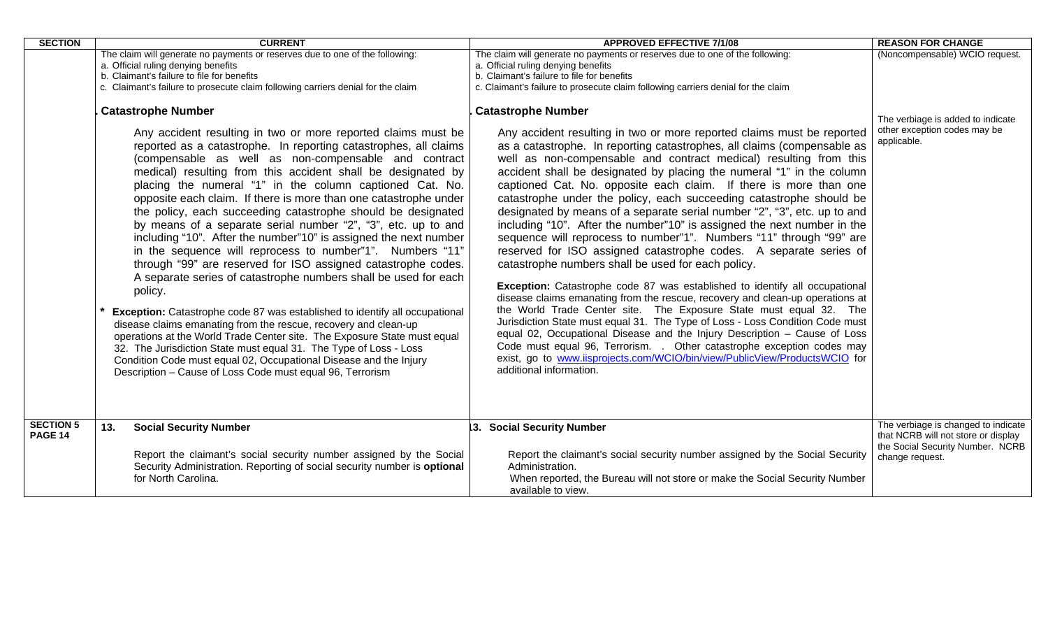| SECTION | CURRENT | APPROVED EFFECTIVE 7/1/08 | REASON FOR CHANGE |
|---|---|---|---|
| | The claim will generate no payments or reserves due to one of the following:<br>a. Official ruling denying benefits<br>b. Claimant's failure to file for benefits<br>c. Claimant's failure to prosecute claim following carriers denial for the claim<br><br>**. Catastrophe Number**<br><br>Any accident resulting in two or more reported claims must be reported as a catastrophe. In reporting catastrophes, all claims (compensable as well as non-compensable and contract medical) resulting from this accident shall be designated by placing the numeral "1" in the column captioned Cat. No. opposite each claim. If there is more than one catastrophe under the policy, each succeeding catastrophe should be designated by means of a separate serial number "2", "3", etc. up to and including "10". After the number"10" is assigned the next number in the sequence will reprocess to number"1". Numbers "11" through "99" are reserved for ISO assigned catastrophe codes. A separate series of catastrophe numbers shall be used for each policy.<br><br>* **Exception:** Catastrophe code 87 was established to identify all occupational disease claims emanating from the rescue, recovery and clean-up operations at the World Trade Center site. The Exposure State must equal 32. The Jurisdiction State must equal 31. The Type of Loss - Loss Condition Code must equal 02, Occupational Disease and the Injury Description – Cause of Loss Code must equal 96, Terrorism | The claim will generate no payments or reserves due to one of the following:<br>a. Official ruling denying benefits<br>b. Claimant's failure to file for benefits<br>c. Claimant's failure to prosecute claim following carriers denial for the claim<br><br>**. Catastrophe Number**<br><br>Any accident resulting in two or more reported claims must be reported as a catastrophe. In reporting catastrophes, all claims (compensable as well as non-compensable and contract medical) resulting from this accident shall be designated by placing the numeral "1" in the column captioned Cat. No. opposite each claim. If there is more than one catastrophe under the policy, each succeeding catastrophe should be designated by means of a separate serial number "2", "3", etc. up to and including "10". After the number"10" is assigned the next number in the sequence will reprocess to number"1". Numbers "11" through "99" are reserved for ISO assigned catastrophe codes. A separate series of catastrophe numbers shall be used for each policy.<br><br>**Exception:** Catastrophe code 87 was established to identify all occupational disease claims emanating from the rescue, recovery and clean-up operations at the World Trade Center site. The Exposure State must equal 32. The Jurisdiction State must equal 31. The Type of Loss - Loss Condition Code must equal 02, Occupational Disease and the Injury Description – Cause of Loss Code must equal 96, Terrorism. . Other catastrophe exception codes may exist, go to www.iisprojects.com/WCIO/bin/view/PublicView/ProductsWCIO for additional information. | (Noncompensable) WCIO request.<br><br>The verbiage is added to indicate other exception codes may be applicable. |
| **SECTION 5 PAGE 14** | **13. Social Security Number**<br><br>Report the claimant's social security number assigned by the Social Security Administration. Reporting of social security number is **optional** for North Carolina. | **13. Social Security Number**<br><br>Report the claimant's social security number assigned by the Social Security Administration.<br>When reported, the Bureau will not store or make the Social Security Number available to view. | The verbiage is changed to indicate that NCRB will not store or display the Social Security Number. NCRB change request. |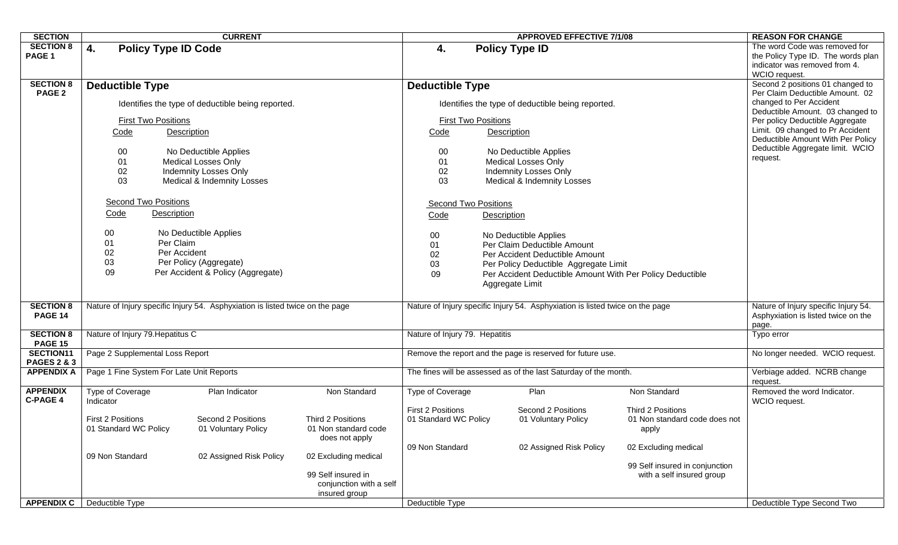| SECTION | CURRENT | APPROVED EFFECTIVE 7/1/08 | REASON FOR CHANGE |
|---|---|---|---|
| **SECTION 8 PAGE 1** | **4. Policy Type ID Code** | **4. Policy Type ID** | The word Code was removed for the Policy Type ID. The words plan indicator was removed from 4. WCIO request. |
| **SECTION 8 PAGE 2** | **Deductible Type**<br><br>Identifies the type of deductible being reported.<br><br>First Two Positions<br>Code Description<br><br>00 No Deductible Applies<br>01 Medical Losses Only<br>02 Indemnity Losses Only<br>03 Medical & Indemnity Losses<br><br>Second Two Positions<br>Code Description<br><br>00 No Deductible Applies<br>01 Per Claim<br>02 Per Accident<br>03 Per Policy (Aggregate)<br>09 Per Accident & Policy (Aggregate) | **Deductible Type**<br><br>Identifies the type of deductible being reported.<br><br>First Two Positions<br>Code Description<br><br>00 No Deductible Applies<br>01 Medical Losses Only<br>02 Indemnity Losses Only<br>03 Medical & Indemnity Losses<br><br>Second Two Positions<br>Code Description<br><br>00 No Deductible Applies<br>01 Per Claim Deductible Amount<br>02 Per Accident Deductible Amount<br>03 Per Policy Deductible Aggregate Limit<br>09 Per Accident Deductible Amount With Per Policy Deductible Aggregate Limit | Second 2 positions 01 changed to Per Claim Deductible Amount. 02 changed to Per Accident Deductible Amount. 03 changed to Per policy Deductible Aggregate Limit. 09 changed to Pr Accident Deductible Amount With Per Policy Deductible Aggregate limit. WCIO request. |
| **SECTION 8 PAGE 14** | Nature of Injury specific Injury 54. Asphyxiation is listed twice on the page | Nature of Injury specific Injury 54. Asphyxiation is listed twice on the page | Nature of Injury specific Injury 54. Asphyxiation is listed twice on the page. |
| **SECTION 8 PAGE 15** | Nature of Injury 79.Hepatitus C | Nature of Injury 79. Hepatitis | Typo error |
| **SECTION11 PAGES 2 & 3** | Page 2 Supplemental Loss Report | Remove the report and the page is reserved for future use. | No longer needed. WCIO request. |
| **APPENDIX A** | Page 1 Fine System For Late Unit Reports | The fines will be assessed as of the last Saturday of the month. | Verbiage added. NCRB change request. |
| **APPENDIX C-PAGE 4** | Type of Coverage / Plan Indicator / Non Standard Indicator<br><br>First 2 Positions: 01 Standard WC Policy; 09 Non Standard<br>Second 2 Positions: 01 Voluntary Policy; 02 Assigned Risk Policy<br>Third 2 Positions: 01 Non standard code does not apply; 02 Excluding medical; 99 Self insured in conjunction with a self insured group | Type of Coverage / Plan / Non Standard<br><br>First 2 Positions: 01 Standard WC Policy; 09 Non Standard<br>Second 2 Positions: 01 Voluntary Policy; 02 Assigned Risk Policy<br>Third 2 Positions: 01 Non standard code does not apply; 02 Excluding medical; 99 Self insured in conjunction with a self insured group | Removed the word Indicator. WCIO request. |
| **APPENDIX C** | Deductible Type | Deductible Type | Deductible Type Second Two |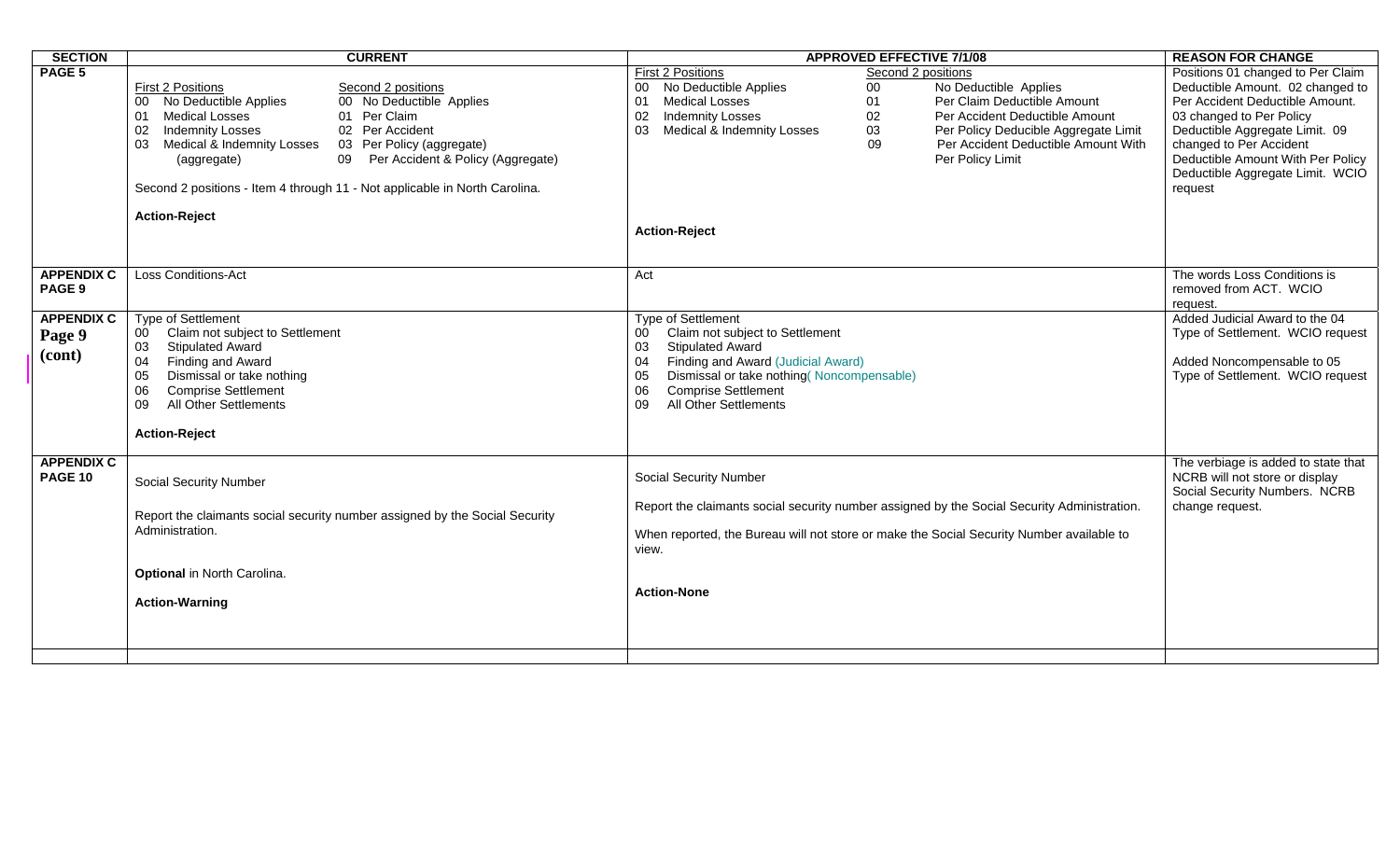| SECTION | CURRENT | APPROVED EFFECTIVE 7/1/08 | REASON FOR CHANGE |
|---|---|---|---|
| **PAGE 5** | First 2 Positions<br>00 No Deductible Applies<br>01 Medical Losses<br>02 Indemnity Losses<br>03 Medical & Indemnity Losses (aggregate)<br><br>Second 2 positions<br>00 No Deductible Applies<br>01 Per Claim<br>02 Per Accident<br>03 Per Policy (aggregate)<br>09 Per Accident & Policy (Aggregate)<br><br>Second 2 positions - Item 4 through 11 - Not applicable in North Carolina.<br><br>**Action-Reject** | First 2 Positions<br>00 No Deductible Applies<br>01 Medical Losses<br>02 Indemnity Losses<br>03 Medical & Indemnity Losses<br><br>Second 2 positions<br>00 No Deductible Applies<br>01 Per Claim Deductible Amount<br>02 Per Accident Deductible Amount<br>03 Per Policy Deducible Aggregate Limit<br>09 Per Accident Deductible Amount With Per Policy Limit<br><br>**Action-Reject** | Positions 01 changed to Per Claim Deductible Amount. 02 changed to Per Accident Deductible Amount. 03 changed to Per Policy Deductible Aggregate Limit. 09 changed to Per Accident Deductible Amount With Per Policy Deductible Aggregate Limit. WCIO request |
| **APPENDIX C PAGE 9** | Loss Conditions-Act | Act | The words Loss Conditions is removed from ACT. WCIO request. |
| **APPENDIX C Page 9 (cont)** | Type of Settlement<br>00 Claim not subject to Settlement<br>03 Stipulated Award<br>04 Finding and Award<br>05 Dismissal or take nothing<br>06 Comprise Settlement<br>09 All Other Settlements<br><br>**Action-Reject** | Type of Settlement<br>00 Claim not subject to Settlement<br>03 Stipulated Award<br>04 Finding and Award (Judicial Award)<br>05 Dismissal or take nothing( Noncompensable)<br>06 Comprise Settlement<br>09 All Other Settlements | Added Judicial Award to the 04 Type of Settlement. WCIO request<br><br>Added Noncompensable to 05 Type of Settlement. WCIO request |
| **APPENDIX C PAGE 10** | Social Security Number<br><br>Report the claimants social security number assigned by the Social Security Administration.<br><br>**Optional** in North Carolina.<br><br>**Action-Warning** | Social Security Number<br><br>Report the claimants social security number assigned by the Social Security Administration.<br><br>When reported, the Bureau will not store or make the Social Security Number available to view.<br><br>**Action-None** | The verbiage is added to state that NCRB will not store or display Social Security Numbers. NCRB change request. |
| | | | |